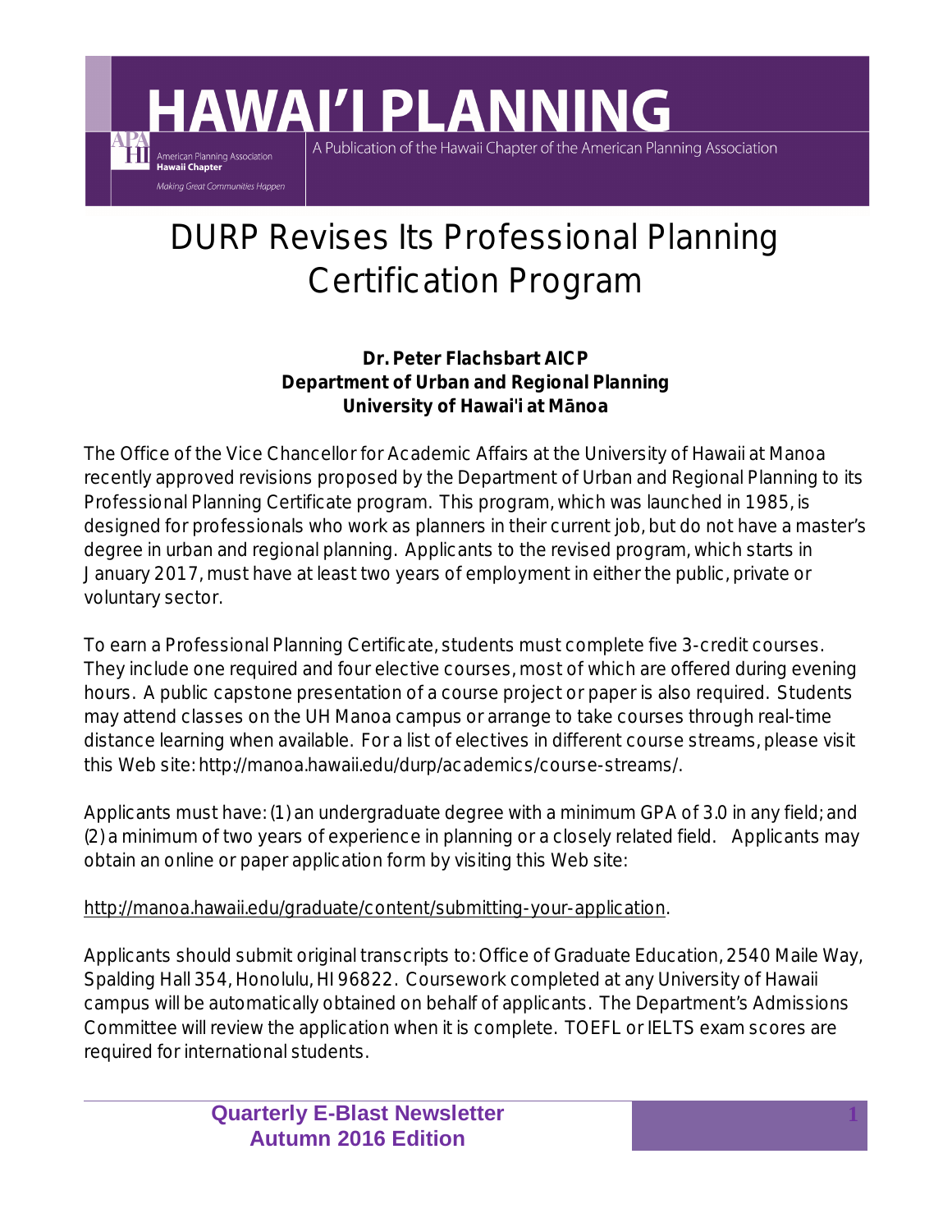# HAWAI'I PLANNING

American Planning Association
**Hawaii Chapter**
*Making Great Communities Happen*

A Publication of the Hawaii Chapter of the American Planning Association

## DURP Revises Its Professional Planning Certification Program

**Dr. Peter Flachsbart AICP**
**Department of Urban and Regional Planning**
**University of Hawai'i at Mānoa**

The Office of the Vice Chancellor for Academic Affairs at the University of Hawaii at Manoa recently approved revisions proposed by the Department of Urban and Regional Planning to its Professional Planning Certificate program. This program, which was launched in 1985, is designed for professionals who work as planners in their current job, but do not have a master's degree in urban and regional planning. Applicants to the revised program, which starts in January 2017, must have at least two years of employment in either the public, private or voluntary sector.

To earn a Professional Planning Certificate, students must complete five 3-credit courses. They include one required and four elective courses, most of which are offered during evening hours. A public capstone presentation of a course project or paper is also required. Students may attend classes on the UH Manoa campus or arrange to take courses through real-time distance learning when available. For a list of electives in different course streams, please visit this Web site: http://manoa.hawaii.edu/durp/academics/course-streams/.

Applicants must have: (1) an undergraduate degree with a minimum GPA of 3.0 in any field; and (2) a minimum of two years of experience in planning or a closely related field. Applicants may obtain an online or paper application form by visiting this Web site:

http://manoa.hawaii.edu/graduate/content/submitting-your-application.

Applicants should submit original transcripts to: Office of Graduate Education, 2540 Maile Way, Spalding Hall 354, Honolulu, HI 96822. Coursework completed at any University of Hawaii campus will be automatically obtained on behalf of applicants. The Department's Admissions Committee will review the application when it is complete. TOEFL or IELTS exam scores are required for international students.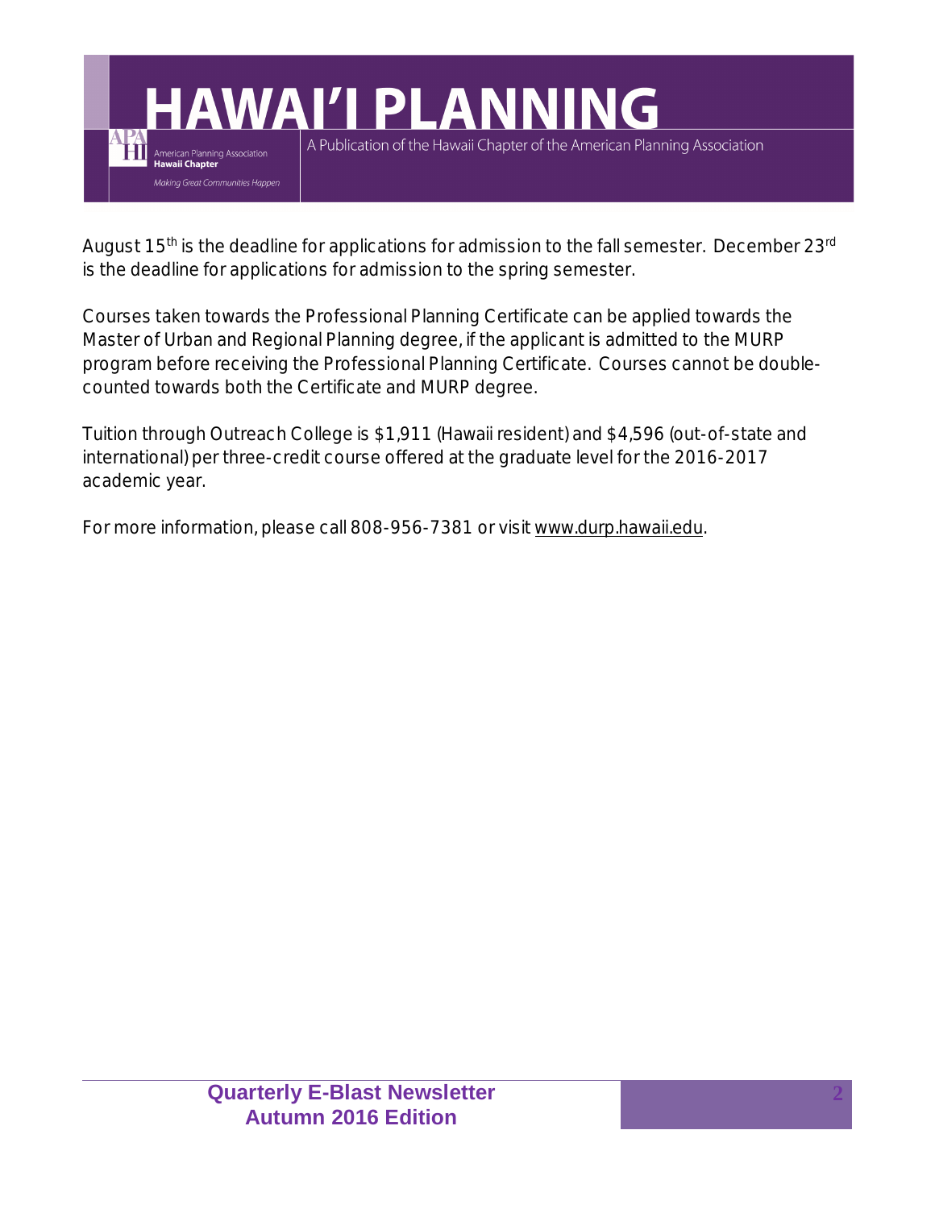August 15th is the deadline for applications for admission to the fall semester. December 23rd is the deadline for applications for admission to the spring semester.

Courses taken towards the Professional Planning Certificate can be applied towards the Master of Urban and Regional Planning degree, if the applicant is admitted to the MURP program before receiving the Professional Planning Certificate. Courses cannot be double-counted towards both the Certificate and MURP degree.

Tuition through Outreach College is $1,911 (Hawaii resident) and $4,596 (out-of-state and international) per three-credit course offered at the graduate level for the 2016-2017 academic year.

For more information, please call 808-956-7381 or visit www.durp.hawaii.edu.